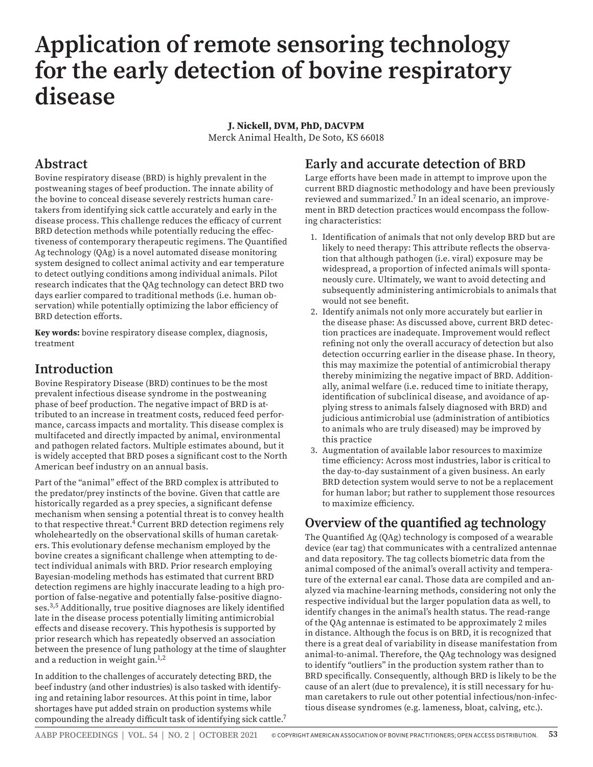# Application of remote sensoring technology for the early detection of bovine respiratory disease

**J. Nickell, DVM, PhD, DACVPM**
Merck Animal Health, De Soto, KS 66018

## Abstract

Bovine respiratory disease (BRD) is highly prevalent in the postweaning stages of beef production. The innate ability of the bovine to conceal disease severely restricts human caretakers from identifying sick cattle accurately and early in the disease process. This challenge reduces the efficacy of current BRD detection methods while potentially reducing the effectiveness of contemporary therapeutic regimens. The Quantified Ag technology (QAg) is a novel automated disease monitoring system designed to collect animal activity and ear temperature to detect outlying conditions among individual animals. Pilot research indicates that the QAg technology can detect BRD two days earlier compared to traditional methods (i.e. human observation) while potentially optimizing the labor efficiency of BRD detection efforts.

**Key words:** bovine respiratory disease complex, diagnosis, treatment

## Introduction

Bovine Respiratory Disease (BRD) continues to be the most prevalent infectious disease syndrome in the postweaning phase of beef production. The negative impact of BRD is attributed to an increase in treatment costs, reduced feed performance, carcass impacts and mortality. This disease complex is multifaceted and directly impacted by animal, environmental and pathogen related factors. Multiple estimates abound, but it is widely accepted that BRD poses a significant cost to the North American beef industry on an annual basis.

Part of the "animal" effect of the BRD complex is attributed to the predator/prey instincts of the bovine. Given that cattle are historically regarded as a prey species, a significant defense mechanism when sensing a potential threat is to convey health to that respective threat.[4] Current BRD detection regimens rely wholeheartedly on the observational skills of human caretakers. This evolutionary defense mechanism employed by the bovine creates a significant challenge when attempting to detect individual animals with BRD. Prior research employing Bayesian-modeling methods has estimated that current BRD detection regimens are highly inaccurate leading to a high proportion of false-negative and potentially false-positive diagnoses.[3,5] Additionally, true positive diagnoses are likely identified late in the disease process potentially limiting antimicrobial effects and disease recovery. This hypothesis is supported by prior research which has repeatedly observed an association between the presence of lung pathology at the time of slaughter and a reduction in weight gain.[1,2]

In addition to the challenges of accurately detecting BRD, the beef industry (and other industries) is also tasked with identifying and retaining labor resources. At this point in time, labor shortages have put added strain on production systems while compounding the already difficult task of identifying sick cattle.[7]

## Early and accurate detection of BRD

Large efforts have been made in attempt to improve upon the current BRD diagnostic methodology and have been previously reviewed and summarized.[7] In an ideal scenario, an improvement in BRD detection practices would encompass the following characteristics:

1. Identification of animals that not only develop BRD but are likely to need therapy: This attribute reflects the observation that although pathogen (i.e. viral) exposure may be widespread, a proportion of infected animals will spontaneously cure. Ultimately, we want to avoid detecting and subsequently administering antimicrobials to animals that would not see benefit.
2. Identify animals not only more accurately but earlier in the disease phase: As discussed above, current BRD detection practices are inadequate. Improvement would reflect refining not only the overall accuracy of detection but also detection occurring earlier in the disease phase. In theory, this may maximize the potential of antimicrobial therapy thereby minimizing the negative impact of BRD. Additionally, animal welfare (i.e. reduced time to initiate therapy, identification of subclinical disease, and avoidance of applying stress to animals falsely diagnosed with BRD) and judicious antimicrobial use (administration of antibiotics to animals who are truly diseased) may be improved by this practice
3. Augmentation of available labor resources to maximize time efficiency: Across most industries, labor is critical to the day-to-day sustainment of a given business. An early BRD detection system would serve to not be a replacement for human labor; but rather to supplement those resources to maximize efficiency.

## Overview of the quantified ag technology

The Quantified Ag (QAg) technology is composed of a wearable device (ear tag) that communicates with a centralized antennae and data repository. The tag collects biometric data from the animal composed of the animal's overall activity and temperature of the external ear canal. Those data are compiled and analyzed via machine-learning methods, considering not only the respective individual but the larger population data as well, to identify changes in the animal's health status. The read-range of the QAg antennae is estimated to be approximately 2 miles in distance. Although the focus is on BRD, it is recognized that there is a great deal of variability in disease manifestation from animal-to-animal. Therefore, the QAg technology was designed to identify "outliers" in the production system rather than to BRD specifically. Consequently, although BRD is likely to be the cause of an alert (due to prevalence), it is still necessary for human caretakers to rule out other potential infectious/non-infectious disease syndromes (e.g. lameness, bloat, calving, etc.).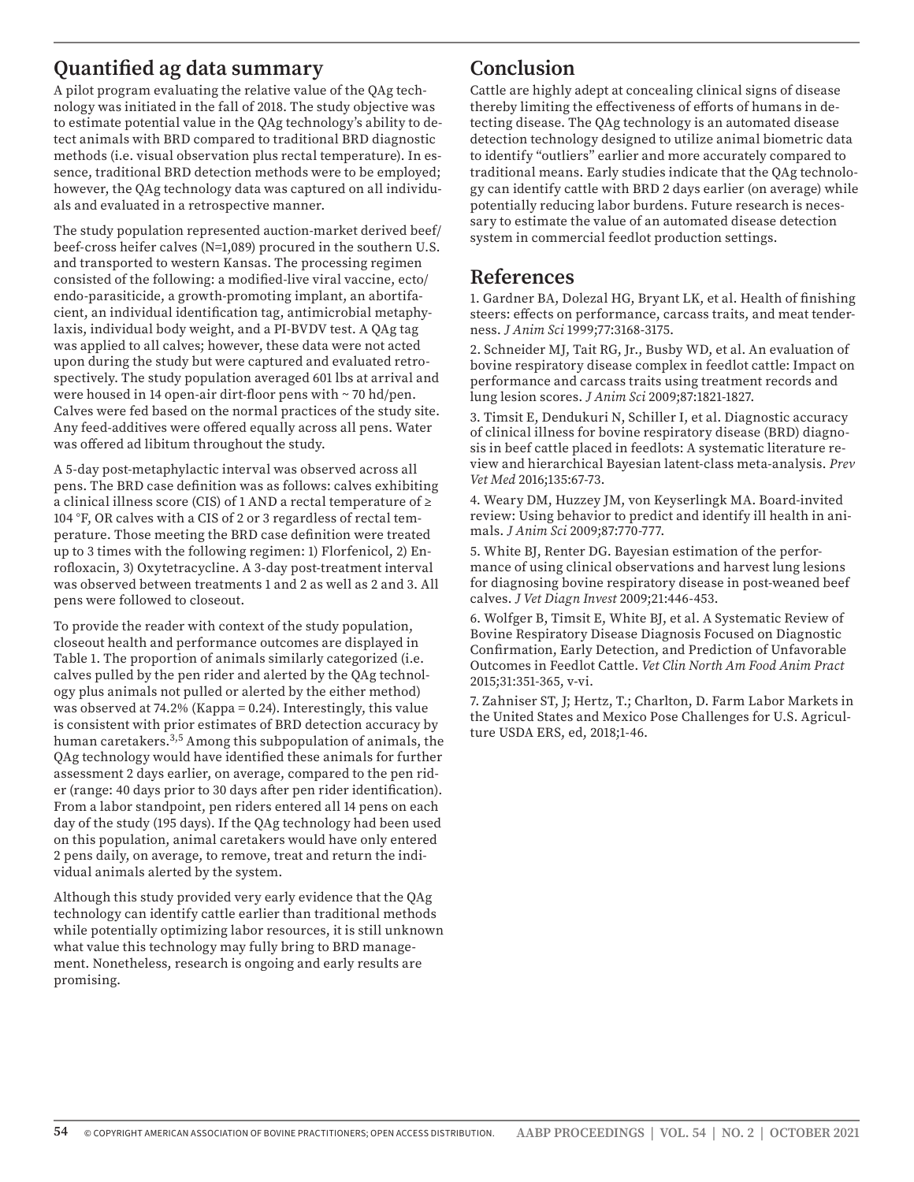## Quantified ag data summary

A pilot program evaluating the relative value of the QAg technology was initiated in the fall of 2018. The study objective was to estimate potential value in the QAg technology's ability to detect animals with BRD compared to traditional BRD diagnostic methods (i.e. visual observation plus rectal temperature). In essence, traditional BRD detection methods were to be employed; however, the QAg technology data was captured on all individuals and evaluated in a retrospective manner.

The study population represented auction-market derived beef/beef-cross heifer calves (N=1,089) procured in the southern U.S. and transported to western Kansas. The processing regimen consisted of the following: a modified-live viral vaccine, ecto/endo-parasiticide, a growth-promoting implant, an abortifacient, an individual identification tag, antimicrobial metaphylaxis, individual body weight, and a PI-BVDV test. A QAg tag was applied to all calves; however, these data were not acted upon during the study but were captured and evaluated retrospectively. The study population averaged 601 lbs at arrival and were housed in 14 open-air dirt-floor pens with ~ 70 hd/pen. Calves were fed based on the normal practices of the study site. Any feed-additives were offered equally across all pens. Water was offered ad libitum throughout the study.

A 5-day post-metaphylactic interval was observed across all pens. The BRD case definition was as follows: calves exhibiting a clinical illness score (CIS) of 1 AND a rectal temperature of ≥ 104 °F, OR calves with a CIS of 2 or 3 regardless of rectal temperature. Those meeting the BRD case definition were treated up to 3 times with the following regimen: 1) Florfenicol, 2) Enrofloxacin, 3) Oxytetracycline. A 3-day post-treatment interval was observed between treatments 1 and 2 as well as 2 and 3. All pens were followed to closeout.

To provide the reader with context of the study population, closeout health and performance outcomes are displayed in Table 1. The proportion of animals similarly categorized (i.e. calves pulled by the pen rider and alerted by the QAg technology plus animals not pulled or alerted by the either method) was observed at 74.2% (Kappa = 0.24). Interestingly, this value is consistent with prior estimates of BRD detection accuracy by human caretakers.[3,5] Among this subpopulation of animals, the QAg technology would have identified these animals for further assessment 2 days earlier, on average, compared to the pen rider (range: 40 days prior to 30 days after pen rider identification). From a labor standpoint, pen riders entered all 14 pens on each day of the study (195 days). If the QAg technology had been used on this population, animal caretakers would have only entered 2 pens daily, on average, to remove, treat and return the individual animals alerted by the system.

Although this study provided very early evidence that the QAg technology can identify cattle earlier than traditional methods while potentially optimizing labor resources, it is still unknown what value this technology may fully bring to BRD management. Nonetheless, research is ongoing and early results are promising.

## Conclusion

Cattle are highly adept at concealing clinical signs of disease thereby limiting the effectiveness of efforts of humans in detecting disease. The QAg technology is an automated disease detection technology designed to utilize animal biometric data to identify "outliers" earlier and more accurately compared to traditional means. Early studies indicate that the QAg technology can identify cattle with BRD 2 days earlier (on average) while potentially reducing labor burdens. Future research is necessary to estimate the value of an automated disease detection system in commercial feedlot production settings.

## References

1. Gardner BA, Dolezal HG, Bryant LK, et al. Health of finishing steers: effects on performance, carcass traits, and meat tenderness. *J Anim Sci* 1999;77:3168-3175.

2. Schneider MJ, Tait RG, Jr., Busby WD, et al. An evaluation of bovine respiratory disease complex in feedlot cattle: Impact on performance and carcass traits using treatment records and lung lesion scores. *J Anim Sci* 2009;87:1821-1827.

3. Timsit E, Dendukuri N, Schiller I, et al. Diagnostic accuracy of clinical illness for bovine respiratory disease (BRD) diagnosis in beef cattle placed in feedlots: A systematic literature review and hierarchical Bayesian latent-class meta-analysis. *Prev Vet Med* 2016;135:67-73.

4. Weary DM, Huzzey JM, von Keyserlingk MA. Board-invited review: Using behavior to predict and identify ill health in animals. *J Anim Sci* 2009;87:770-777.

5. White BJ, Renter DG. Bayesian estimation of the performance of using clinical observations and harvest lung lesions for diagnosing bovine respiratory disease in post-weaned beef calves. *J Vet Diagn Invest* 2009;21:446-453.

6. Wolfger B, Timsit E, White BJ, et al. A Systematic Review of Bovine Respiratory Disease Diagnosis Focused on Diagnostic Confirmation, Early Detection, and Prediction of Unfavorable Outcomes in Feedlot Cattle. *Vet Clin North Am Food Anim Pract* 2015;31:351-365, v-vi.

7. Zahniser ST, J; Hertz, T.; Charlton, D. Farm Labor Markets in the United States and Mexico Pose Challenges for U.S. Agriculture USDA ERS, ed, 2018;1-46.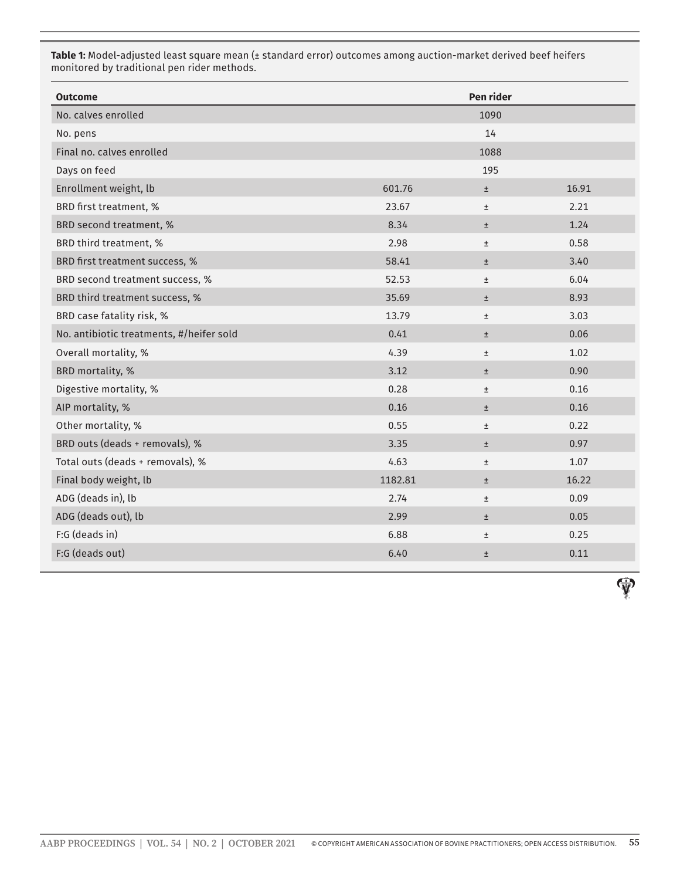**Table 1:** Model-adjusted least square mean (± standard error) outcomes among auction-market derived beef heifers monitored by traditional pen rider methods.

| Outcome | Pen rider | | |
|---|---|---|---|
| No. calves enrolled | | 1090 | |
| No. pens | | 14 | |
| Final no. calves enrolled | | 1088 | |
| Days on feed | | 195 | |
| Enrollment weight, lb | 601.76 | ± | 16.91 |
| BRD first treatment, % | 23.67 | ± | 2.21 |
| BRD second treatment, % | 8.34 | ± | 1.24 |
| BRD third treatment, % | 2.98 | ± | 0.58 |
| BRD first treatment success, % | 58.41 | ± | 3.40 |
| BRD second treatment success, % | 52.53 | ± | 6.04 |
| BRD third treatment success, % | 35.69 | ± | 8.93 |
| BRD case fatality risk, % | 13.79 | ± | 3.03 |
| No. antibiotic treatments, #/heifer sold | 0.41 | ± | 0.06 |
| Overall mortality, % | 4.39 | ± | 1.02 |
| BRD mortality, % | 3.12 | ± | 0.90 |
| Digestive mortality, % | 0.28 | ± | 0.16 |
| AIP mortality, % | 0.16 | ± | 0.16 |
| Other mortality, % | 0.55 | ± | 0.22 |
| BRD outs (deads + removals), % | 3.35 | ± | 0.97 |
| Total outs (deads + removals), % | 4.63 | ± | 1.07 |
| Final body weight, lb | 1182.81 | ± | 16.22 |
| ADG (deads in), lb | 2.74 | ± | 0.09 |
| ADG (deads out), lb | 2.99 | ± | 0.05 |
| F:G (deads in) | 6.88 | ± | 0.25 |
| F:G (deads out) | 6.40 | ± | 0.11 |